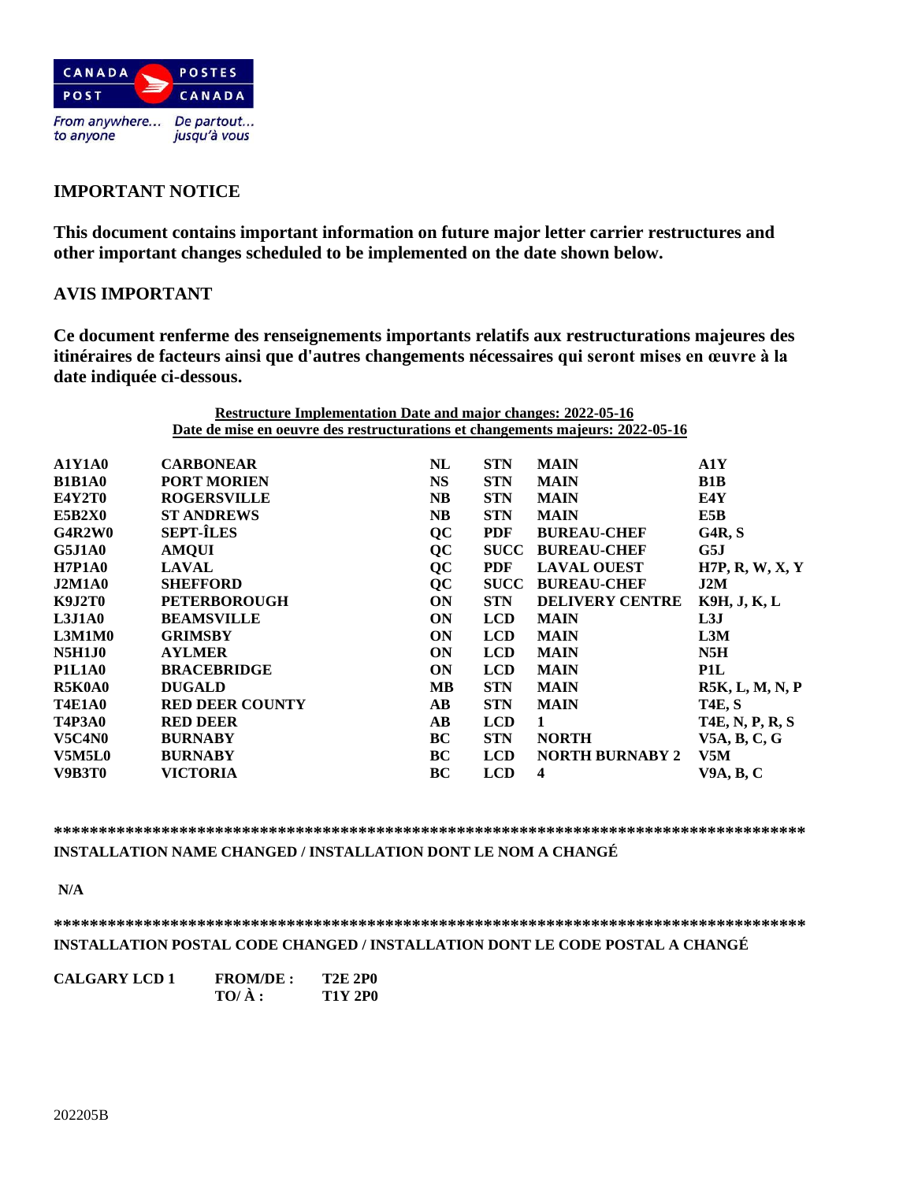CANADA POST / POSTES CANADA

From anywhere... to anyone / De partout... jusqu'à vous

## IMPORTANT NOTICE

**This document contains important information on future major letter carrier restructures and other important changes scheduled to be implemented on the date shown below.**

## AVIS IMPORTANT

**Ce document renferme des renseignements importants relatifs aux restructurations majeures des itinéraires de facteurs ainsi que d'autres changements nécessaires qui seront mises en œuvre à la date indiquée ci-dessous.**

**Restructure Implementation Date and major changes: 2022-05-16**
**Date de mise en oeuvre des restructurations et changements majeurs: 2022-05-16**

| | | | | | |
|---|---|---|---|---|---|
| A1Y1A0 | CARBONEAR | NL | STN | MAIN | A1Y |
| B1B1A0 | PORT MORIEN | NS | STN | MAIN | B1B |
| E4Y2T0 | ROGERSVILLE | NB | STN | MAIN | E4Y |
| E5B2X0 | ST ANDREWS | NB | STN | MAIN | E5B |
| G4R2W0 | SEPT-ÎLES | QC | PDF | BUREAU-CHEF | G4R, S |
| G5J1A0 | AMQUI | QC | SUCC | BUREAU-CHEF | G5J |
| H7P1A0 | LAVAL | QC | PDF | LAVAL OUEST | H7P, R, W, X, Y |
| J2M1A0 | SHEFFORD | QC | SUCC | BUREAU-CHEF | J2M |
| K9J2T0 | PETERBOROUGH | ON | STN | DELIVERY CENTRE | K9H, J, K, L |
| L3J1A0 | BEAMSVILLE | ON | LCD | MAIN | L3J |
| L3M1M0 | GRIMSBY | ON | LCD | MAIN | L3M |
| N5H1J0 | AYLMER | ON | LCD | MAIN | N5H |
| P1L1A0 | BRACEBRIDGE | ON | LCD | MAIN | P1L |
| R5K0A0 | DUGALD | MB | STN | MAIN | R5K, L, M, N, P |
| T4E1A0 | RED DEER COUNTY | AB | STN | MAIN | T4E, S |
| T4P3A0 | RED DEER | AB | LCD | 1 | T4E, N, P, R, S |
| V5C4N0 | BURNABY | BC | STN | NORTH | V5A, B, C, G |
| V5M5L0 | BURNABY | BC | LCD | NORTH BURNABY 2 | V5M |
| V9B3T0 | VICTORIA | BC | LCD | 4 | V9A, B, C |

**************************************************************************************

**INSTALLATION NAME CHANGED / INSTALLATION DONT LE NOM A CHANGÉ**

**N/A**

**************************************************************************************

**INSTALLATION POSTAL CODE CHANGED / INSTALLATION DONT LE CODE POSTAL A CHANGÉ**

| | | |
|---|---|---|
| CALGARY LCD 1 | FROM/DE : | T2E 2P0 |
| | TO/ À : | T1Y 2P0 |

202205B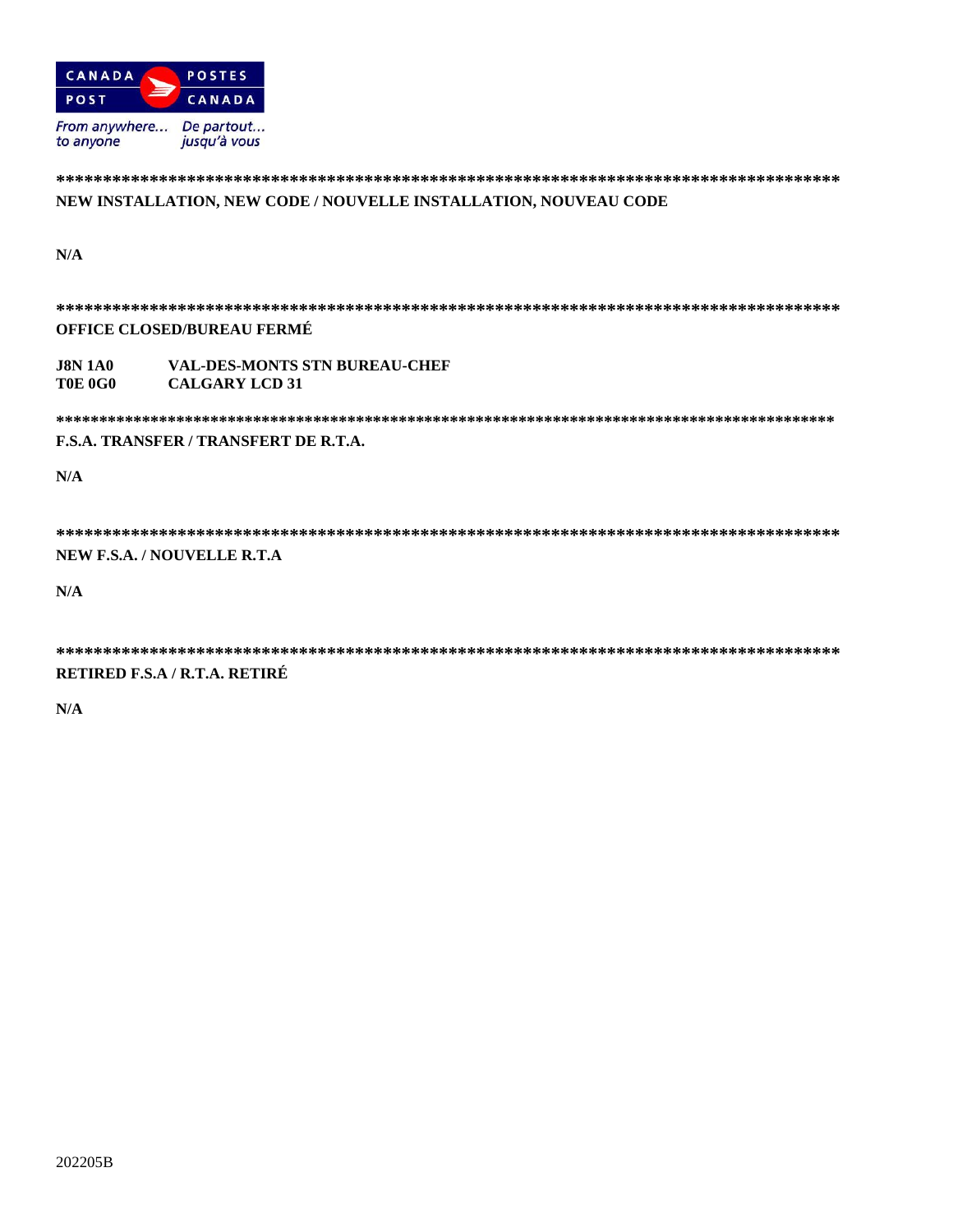CANADA POST / POSTES CANADA

*From anywhere... to anyone* / *De partout... jusqu'à vous*

*****************************************************************************************

**NEW INSTALLATION, NEW CODE / NOUVELLE INSTALLATION, NOUVEAU CODE**

**N/A**

*****************************************************************************************

**OFFICE CLOSED/BUREAU FERMÉ**

| | |
|---|---|
| **J8N 1A0** | **VAL-DES-MONTS STN BUREAU-CHEF** |
| **T0E 0G0** | **CALGARY LCD 31** |

*****************************************************************************************

**F.S.A. TRANSFER / TRANSFERT DE R.T.A.**

**N/A**

*****************************************************************************************

**NEW F.S.A. / NOUVELLE R.T.A**

**N/A**

*****************************************************************************************

**RETIRED F.S.A / R.T.A. RETIRÉ**

**N/A**

202205B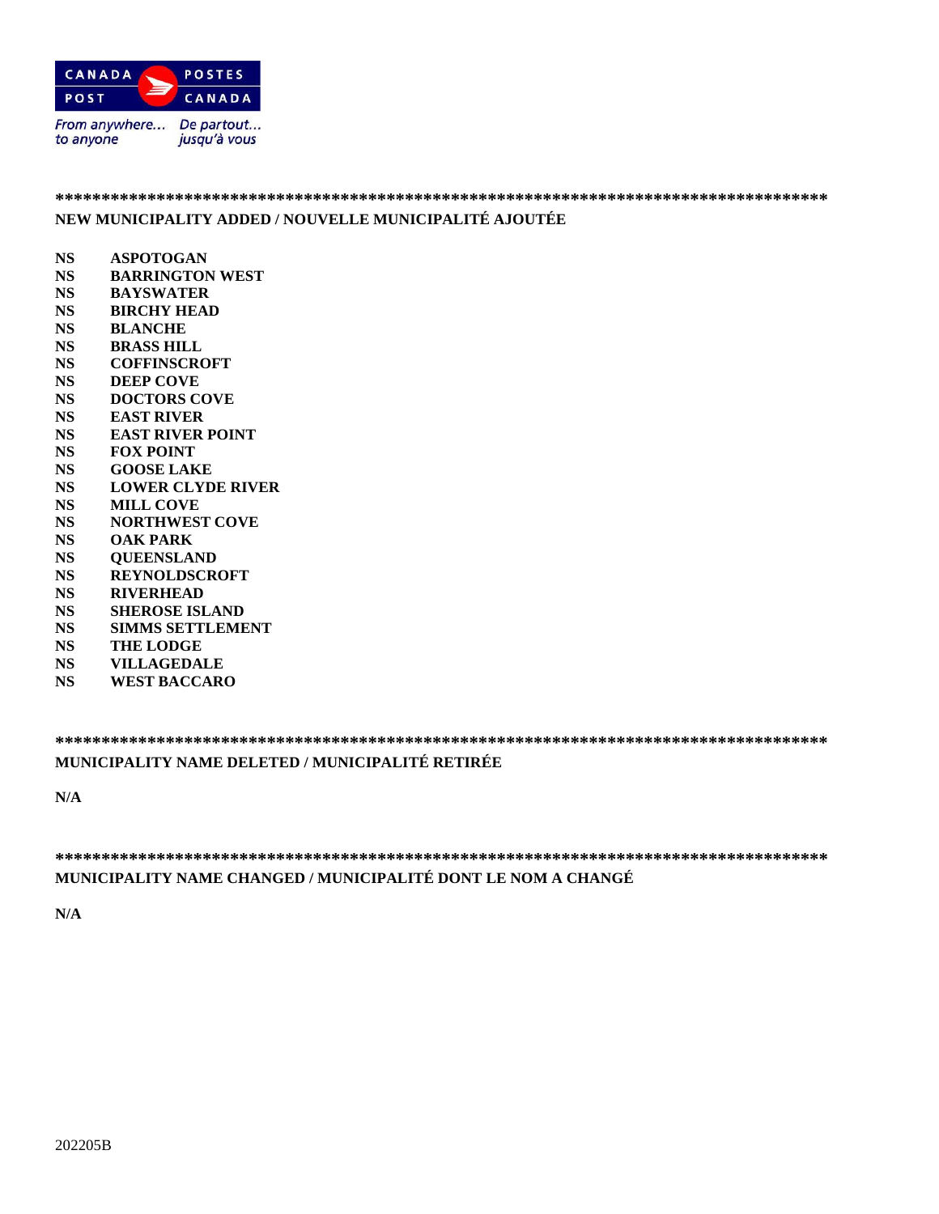CANADA POST POSTES CANADA

*From anywhere... to anyone* *De partout... jusqu'à vous*

***************************************************************************************

**NEW MUNICIPALITY ADDED / NOUVELLE MUNICIPALITÉ AJOUTÉE**

| | |
|---|---|
| NS | ASPOTOGAN |
| NS | BARRINGTON WEST |
| NS | BAYSWATER |
| NS | BIRCHY HEAD |
| NS | BLANCHE |
| NS | BRASS HILL |
| NS | COFFINSCROFT |
| NS | DEEP COVE |
| NS | DOCTORS COVE |
| NS | EAST RIVER |
| NS | EAST RIVER POINT |
| NS | FOX POINT |
| NS | GOOSE LAKE |
| NS | LOWER CLYDE RIVER |
| NS | MILL COVE |
| NS | NORTHWEST COVE |
| NS | OAK PARK |
| NS | QUEENSLAND |
| NS | REYNOLDSCROFT |
| NS | RIVERHEAD |
| NS | SHEROSE ISLAND |
| NS | SIMMS SETTLEMENT |
| NS | THE LODGE |
| NS | VILLAGEDALE |
| NS | WEST BACCARO |

***************************************************************************************

**MUNICIPALITY NAME DELETED / MUNICIPALITÉ RETIRÉE**

**N/A**

***************************************************************************************

**MUNICIPALITY NAME CHANGED / MUNICIPALITÉ DONT LE NOM A CHANGÉ**

**N/A**

202205B